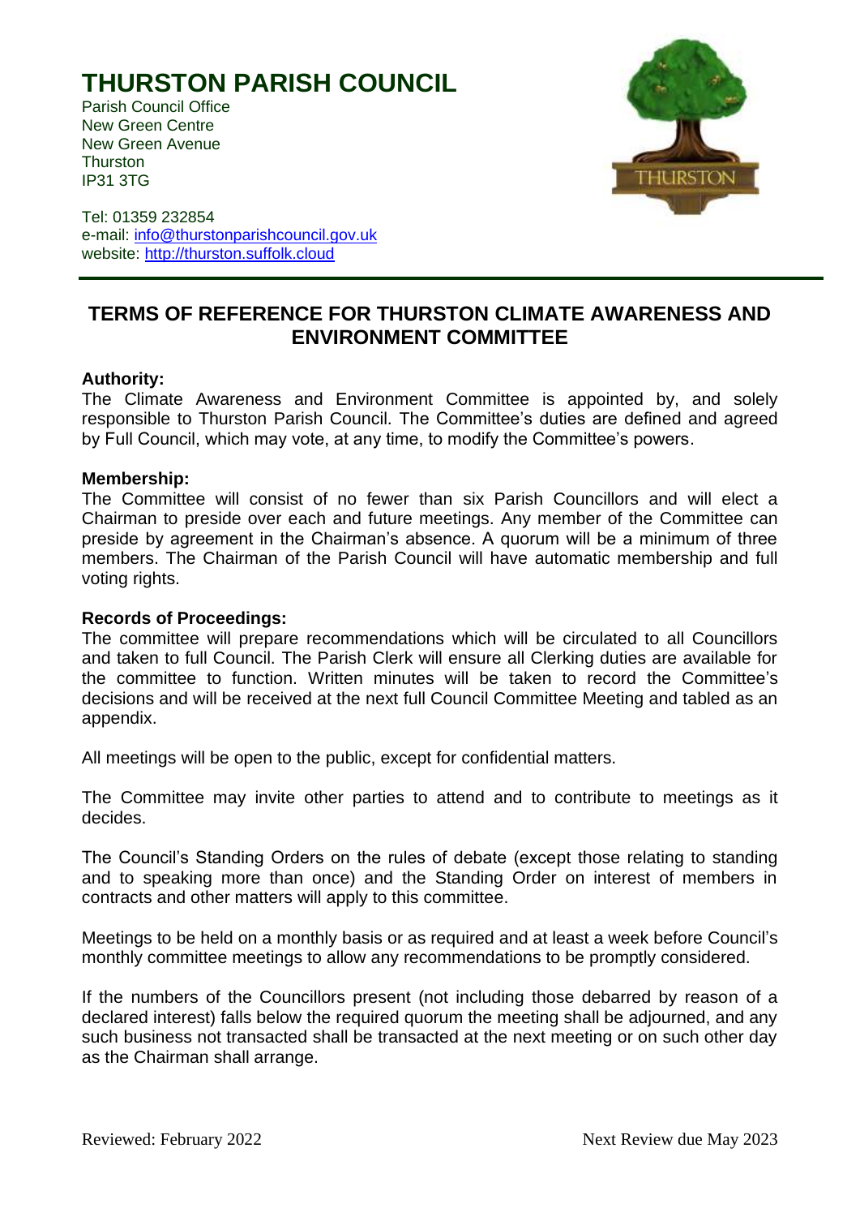# THURSTON PARISH COUNCIL

Parish Council Office
New Green Centre
New Green Avenue
Thurston
IP31 3TG

Tel: 01359 232854
e-mail: info@thurstonparishcouncil.gov.uk
website: http://thurston.suffolk.cloud

## TERMS OF REFERENCE FOR THURSTON CLIMATE AWARENESS AND ENVIRONMENT COMMITTEE

**Authority:**
The Climate Awareness and Environment Committee is appointed by, and solely responsible to Thurston Parish Council. The Committee's duties are defined and agreed by Full Council, which may vote, at any time, to modify the Committee's powers.

**Membership:**
The Committee will consist of no fewer than six Parish Councillors and will elect a Chairman to preside over each and future meetings. Any member of the Committee can preside by agreement in the Chairman's absence. A quorum will be a minimum of three members. The Chairman of the Parish Council will have automatic membership and full voting rights.

**Records of Proceedings:**
The committee will prepare recommendations which will be circulated to all Councillors and taken to full Council. The Parish Clerk will ensure all Clerking duties are available for the committee to function. Written minutes will be taken to record the Committee's decisions and will be received at the next full Council Committee Meeting and tabled as an appendix.

All meetings will be open to the public, except for confidential matters.

The Committee may invite other parties to attend and to contribute to meetings as it decides.

The Council's Standing Orders on the rules of debate (except those relating to standing and to speaking more than once) and the Standing Order on interest of members in contracts and other matters will apply to this committee.

Meetings to be held on a monthly basis or as required and at least a week before Council's monthly committee meetings to allow any recommendations to be promptly considered.

If the numbers of the Councillors present (not including those debarred by reason of a declared interest) falls below the required quorum the meeting shall be adjourned, and any such business not transacted shall be transacted at the next meeting or on such other day as the Chairman shall arrange.

Reviewed: February 2022 Next Review due May 2023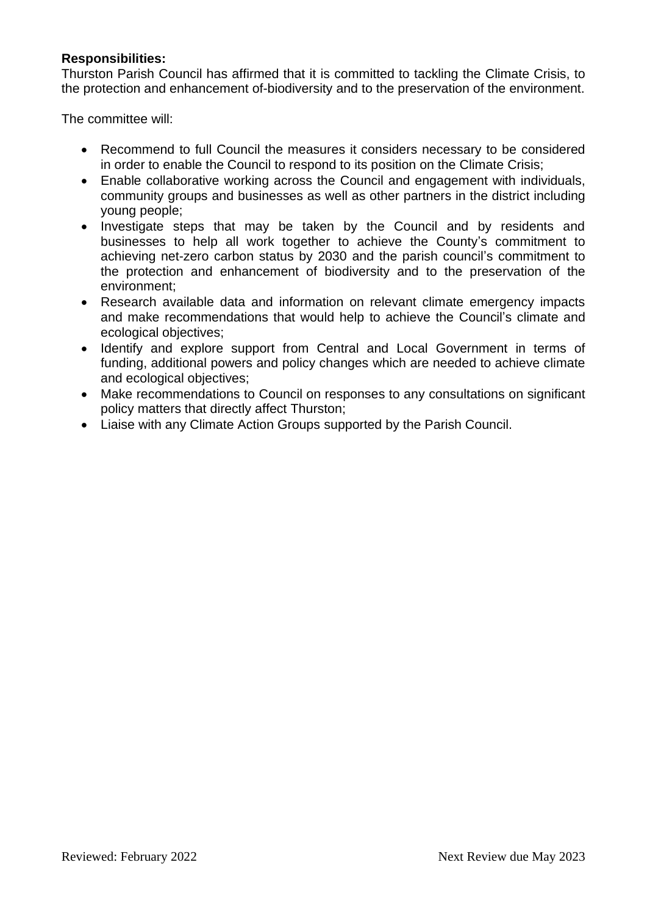**Responsibilities:**
Thurston Parish Council has affirmed that it is committed to tackling the Climate Crisis, to the protection and enhancement of-biodiversity and to the preservation of the environment.

The committee will:

- Recommend to full Council the measures it considers necessary to be considered in order to enable the Council to respond to its position on the Climate Crisis;
- Enable collaborative working across the Council and engagement with individuals, community groups and businesses as well as other partners in the district including young people;
- Investigate steps that may be taken by the Council and by residents and businesses to help all work together to achieve the County's commitment to achieving net-zero carbon status by 2030 and the parish council's commitment to the protection and enhancement of biodiversity and to the preservation of the environment;
- Research available data and information on relevant climate emergency impacts and make recommendations that would help to achieve the Council's climate and ecological objectives;
- Identify and explore support from Central and Local Government in terms of funding, additional powers and policy changes which are needed to achieve climate and ecological objectives;
- Make recommendations to Council on responses to any consultations on significant policy matters that directly affect Thurston;
- Liaise with any Climate Action Groups supported by the Parish Council.

Reviewed: February 2022 Next Review due May 2023